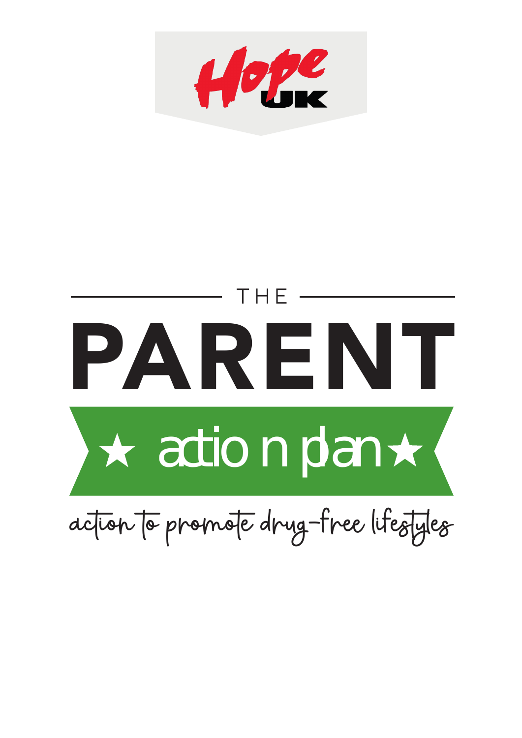Hope UK

# THE PARENT ★ action plan ★

action to promote drug-free lifestyles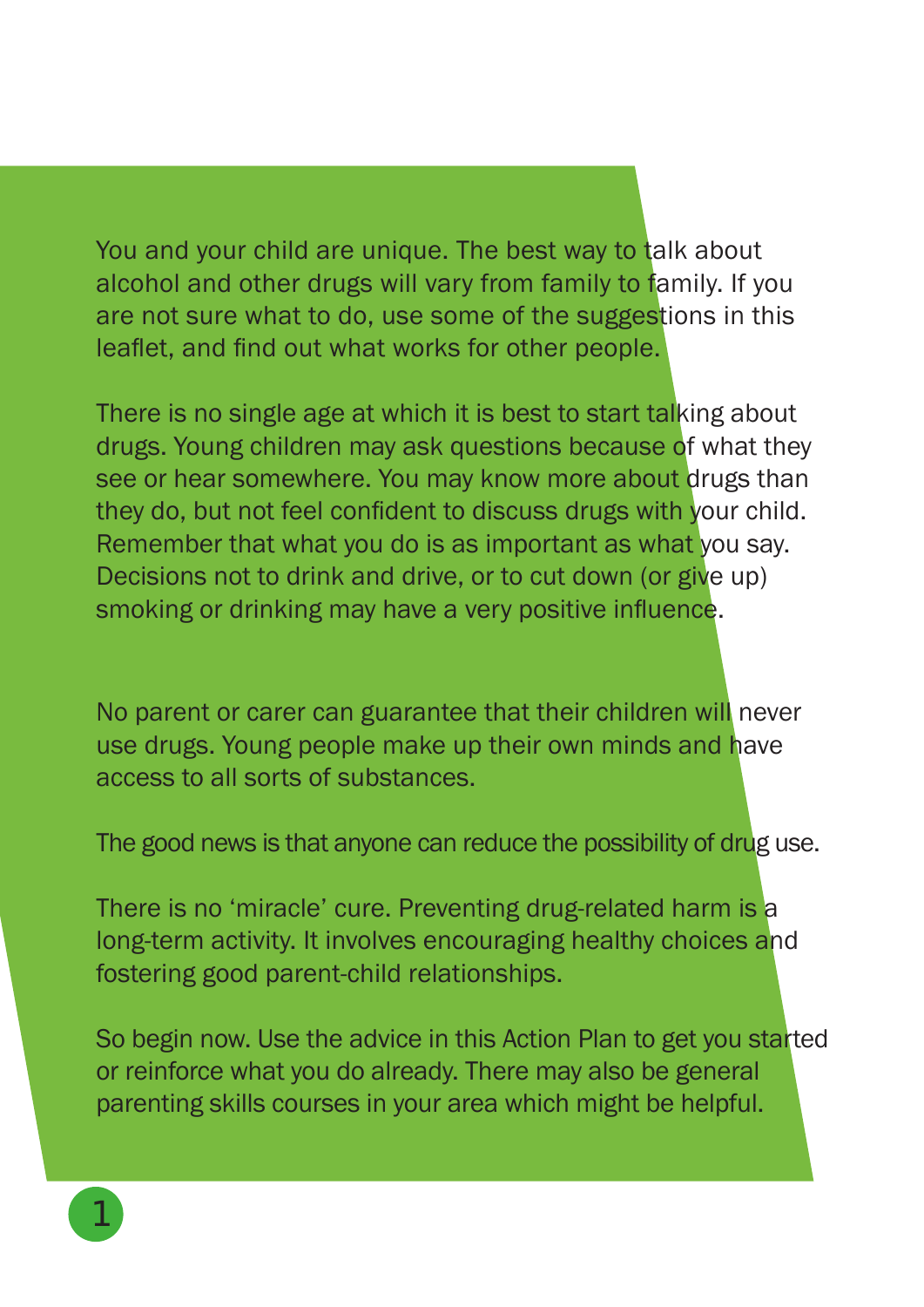You and your child are unique. The best way to talk about alcohol and other drugs will vary from family to family. If you are not sure what to do, use some of the suggestions in this leaflet, and find out what works for other people.

There is no single age at which it is best to start talking about drugs. Young children may ask questions because of what they see or hear somewhere. You may know more about drugs than they do, but not feel confident to discuss drugs with your child. Remember that what you do is as important as what you say. Decisions not to drink and drive, or to cut down (or give up) smoking or drinking may have a very positive influence.

No parent or carer can guarantee that their children will never use drugs. Young people make up their own minds and have access to all sorts of substances.

The good news is that anyone can reduce the possibility of drug use.

There is no 'miracle' cure. Preventing drug-related harm is a long-term activity. It involves encouraging healthy choices and fostering good parent-child relationships.

So begin now. Use the advice in this Action Plan to get you started or reinforce what you do already. There may also be general parenting skills courses in your area which might be helpful.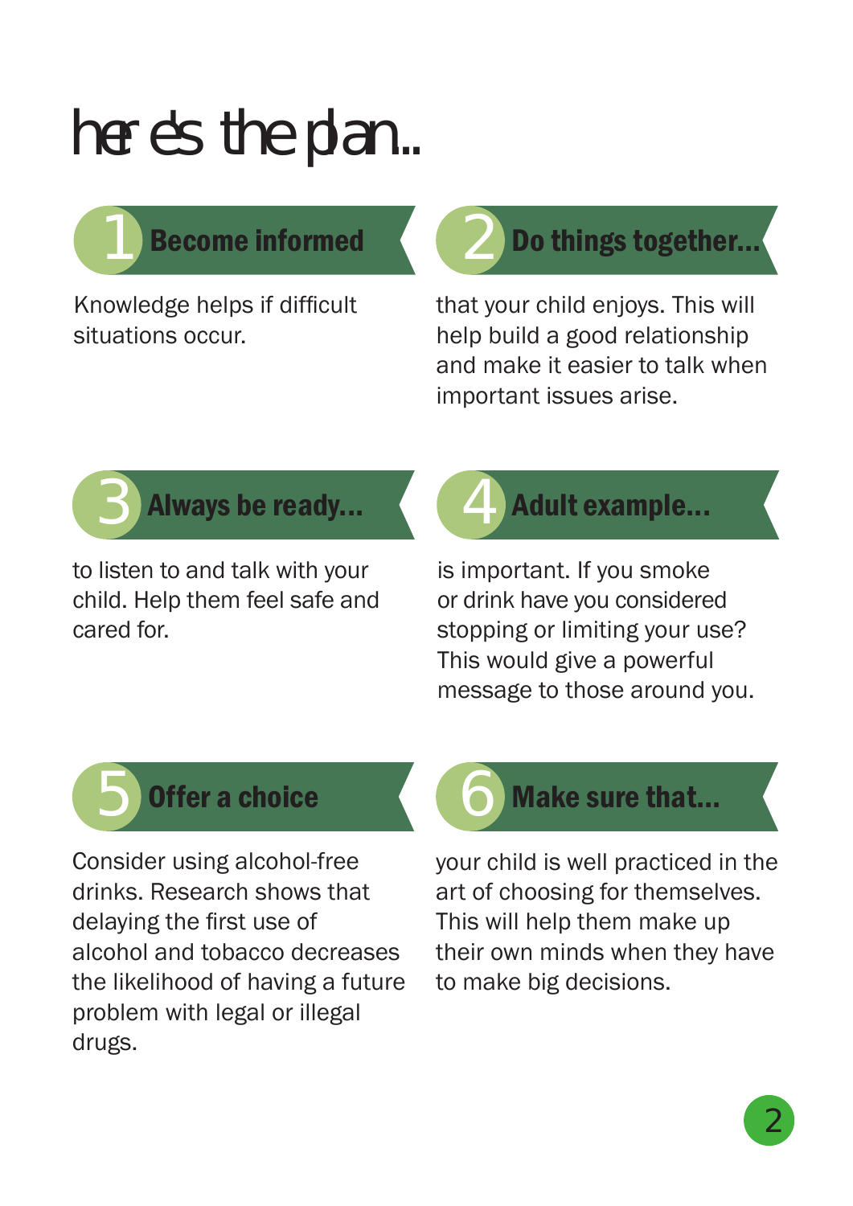# here's the plan..

## 1 Become informed

Knowledge helps if difficult situations occur.

## 2 Do things together...

that your child enjoys. This will help build a good relationship and make it easier to talk when important issues arise.

## 3 Always be ready...

to listen to and talk with your child. Help them feel safe and cared for.

## 4 Adult example...

is important. If you smoke or drink have you considered stopping or limiting your use? This would give a powerful message to those around you.

## 5 Offer a choice

Consider using alcohol-free drinks. Research shows that delaying the first use of alcohol and tobacco decreases the likelihood of having a future problem with legal or illegal drugs.

## 6 Make sure that...

your child is well practiced in the art of choosing for themselves. This will help them make up their own minds when they have to make big decisions.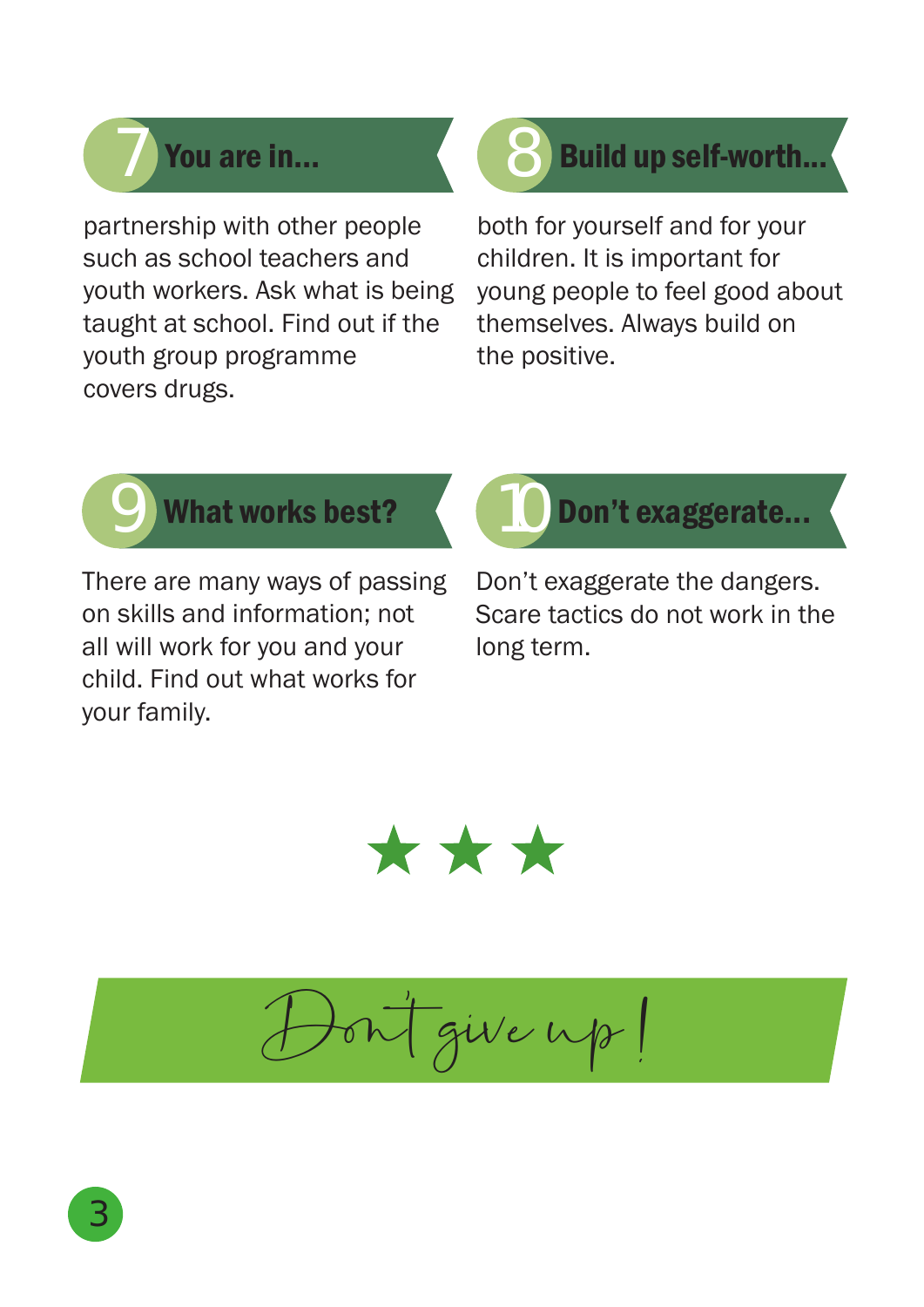## 7 You are in...

partnership with other people such as school teachers and youth workers. Ask what is being taught at school. Find out if the youth group programme covers drugs.

## 8 Build up self-worth...

both for yourself and for your children. It is important for young people to feel good about themselves. Always build on the positive.

## 9 What works best?

There are many ways of passing on skills and information; not all will work for you and your child. Find out what works for your family.

## 10 Don't exaggerate...

Don't exaggerate the dangers. Scare tactics do not work in the long term.

★ ★ ★

*Don't give up!*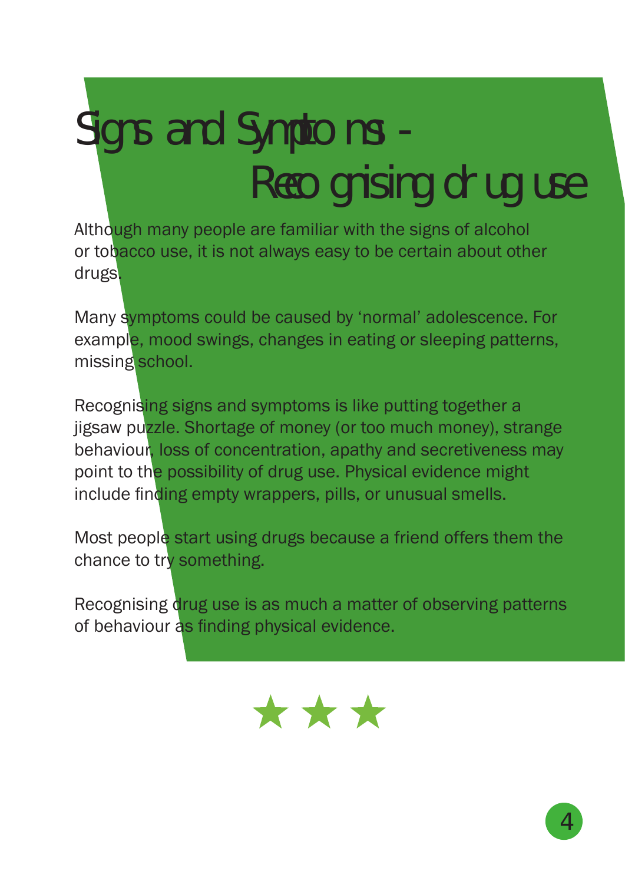# Signs and Symptoms - Recognising drug use

Although many people are familiar with the signs of alcohol or tobacco use, it is not always easy to be certain about other drugs.

Many symptoms could be caused by 'normal' adolescence. For example, mood swings, changes in eating or sleeping patterns, missing school.

Recognising signs and symptoms is like putting together a jigsaw puzzle. Shortage of money (or too much money), strange behaviour, loss of concentration, apathy and secretiveness may point to the possibility of drug use. Physical evidence might include finding empty wrappers, pills, or unusual smells.

Most people start using drugs because a friend offers them the chance to try something.

Recognising drug use is as much a matter of observing patterns of behaviour as finding physical evidence.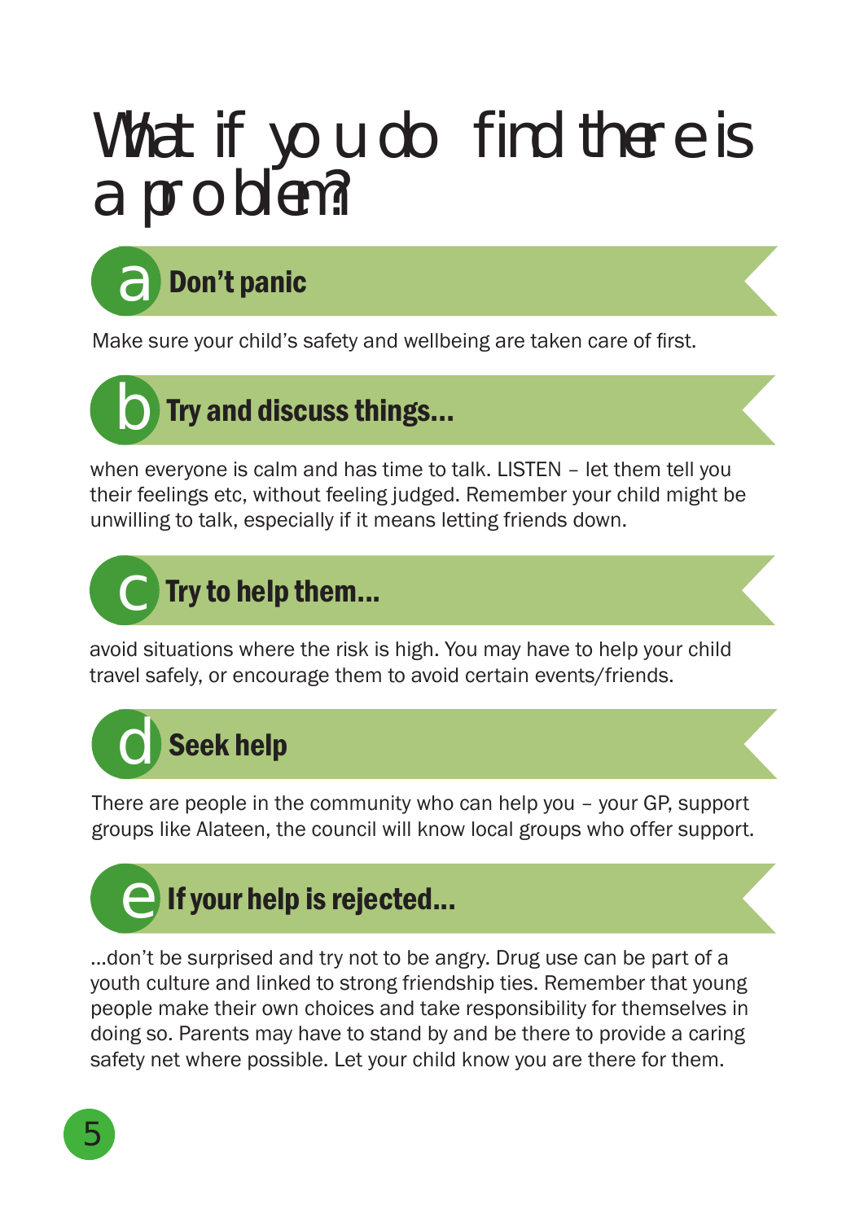# What if you do find there is a problem?

## a Don't panic

Make sure your child's safety and wellbeing are taken care of first.

## b Try and discuss things...

when everyone is calm and has time to talk. LISTEN – let them tell you their feelings etc, without feeling judged. Remember your child might be unwilling to talk, especially if it means letting friends down.

## c Try to help them...

avoid situations where the risk is high. You may have to help your child travel safely, or encourage them to avoid certain events/friends.

## d Seek help

There are people in the community who can help you – your GP, support groups like Alateen, the council will know local groups who offer support.

## e If your help is rejected...

...don't be surprised and try not to be angry. Drug use can be part of a youth culture and linked to strong friendship ties. Remember that young people make their own choices and take responsibility for themselves in doing so. Parents may have to stand by and be there to provide a caring safety net where possible. Let your child know you are there for them.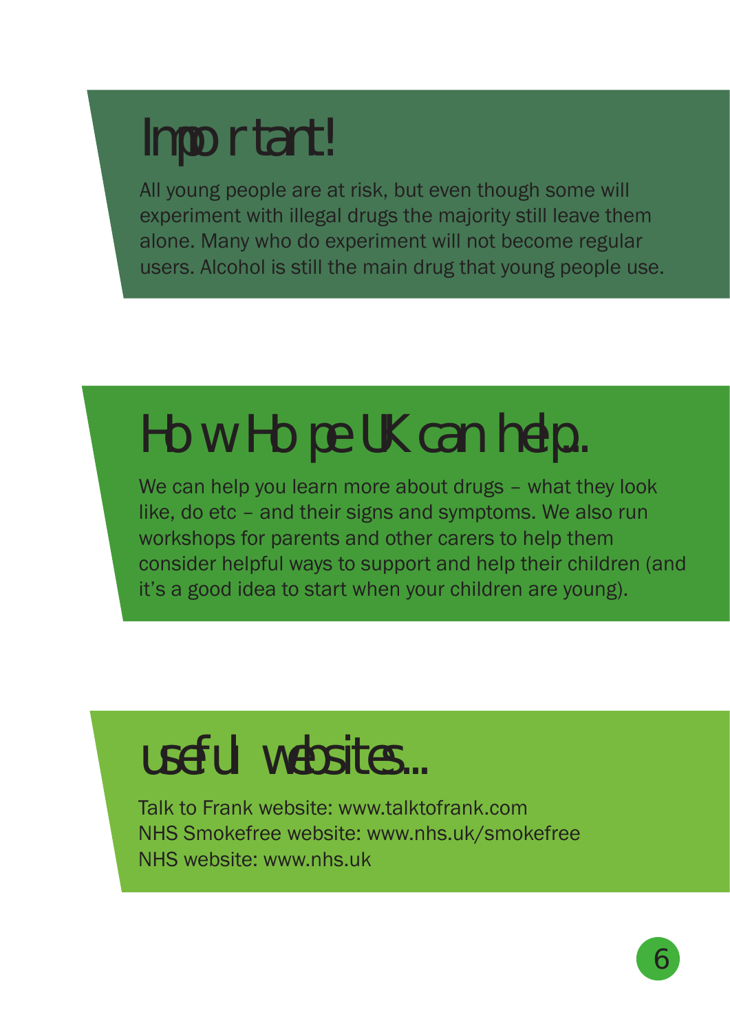# Important!

All young people are at risk, but even though some will experiment with illegal drugs the majority still leave them alone. Many who do experiment will not become regular users. Alcohol is still the main drug that young people use.

# How Hope UK can help...

We can help you learn more about drugs – what they look like, do etc – and their signs and symptoms. We also run workshops for parents and other carers to help them consider helpful ways to support and help their children (and it's a good idea to start when your children are young).

# useful websites...

Talk to Frank website: www.talktofrank.com
NHS Smokefree website: www.nhs.uk/smokefree
NHS website: www.nhs.uk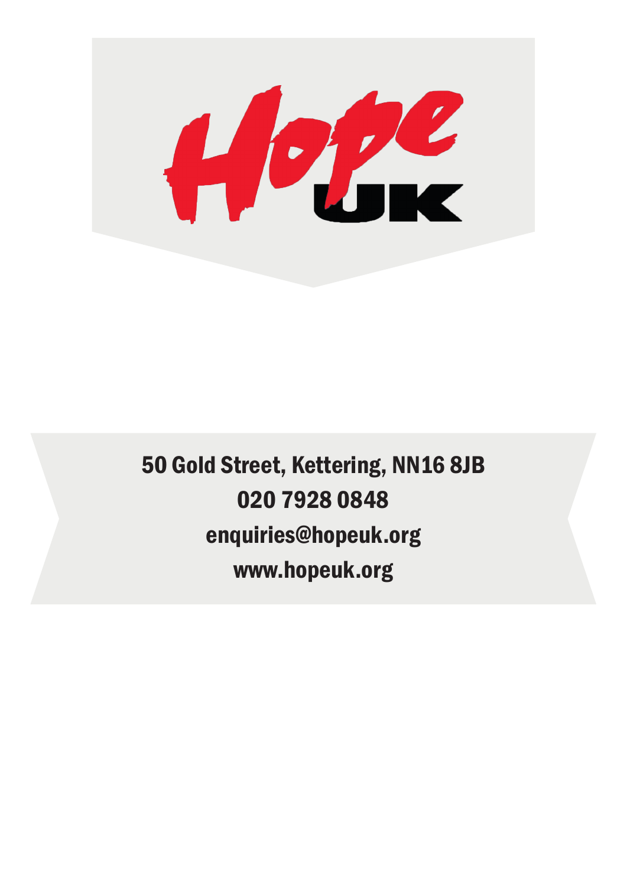Hope UK

50 Gold Street, Kettering, NN16 8JB

020 7928 0848

enquiries@hopeuk.org

www.hopeuk.org